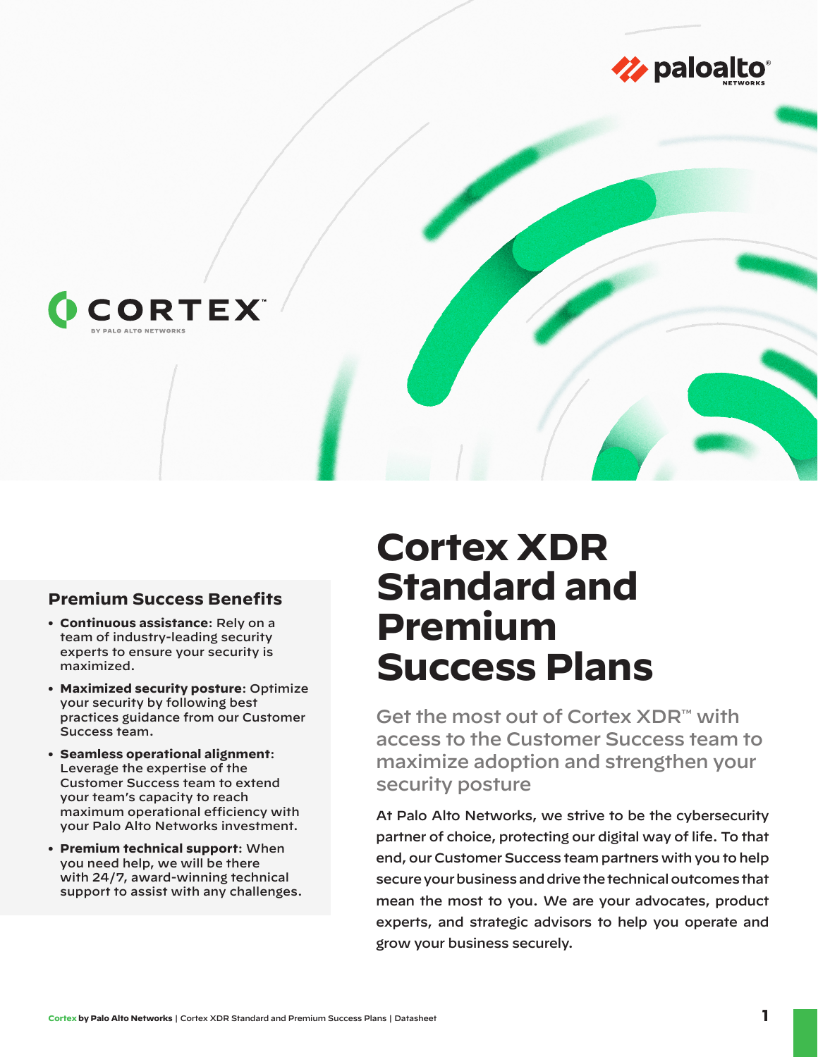# Cortex XDR Standard and Premium Success Plans

## Get the most out of Cortex XDR™ with access to the Customer Success team to maximize adoption and strengthen your security posture

At Palo Alto Networks, we strive to be the cybersecurity partner of choice, protecting our digital way of life. To that end, our Customer Success team partners with you to help secure your business and drive the technical outcomes that mean the most to you. We are your advocates, product experts, and strategic advisors to help you operate and grow your business securely.

### Premium Success Benefits

- **Continuous assistance:** Rely on a team of industry-leading security experts to ensure your security is maximized.
- **Maximized security posture**: Optimize your security by following best practices guidance from our Customer Success team.
- **Seamless operational alignment**: Leverage the expertise of the Customer Success team to extend your team's capacity to reach maximum operational efficiency with your Palo Alto Networks investment.
- **Premium technical support**: When you need help, we will be there with 24/7, award-winning technical support to assist with any challenges.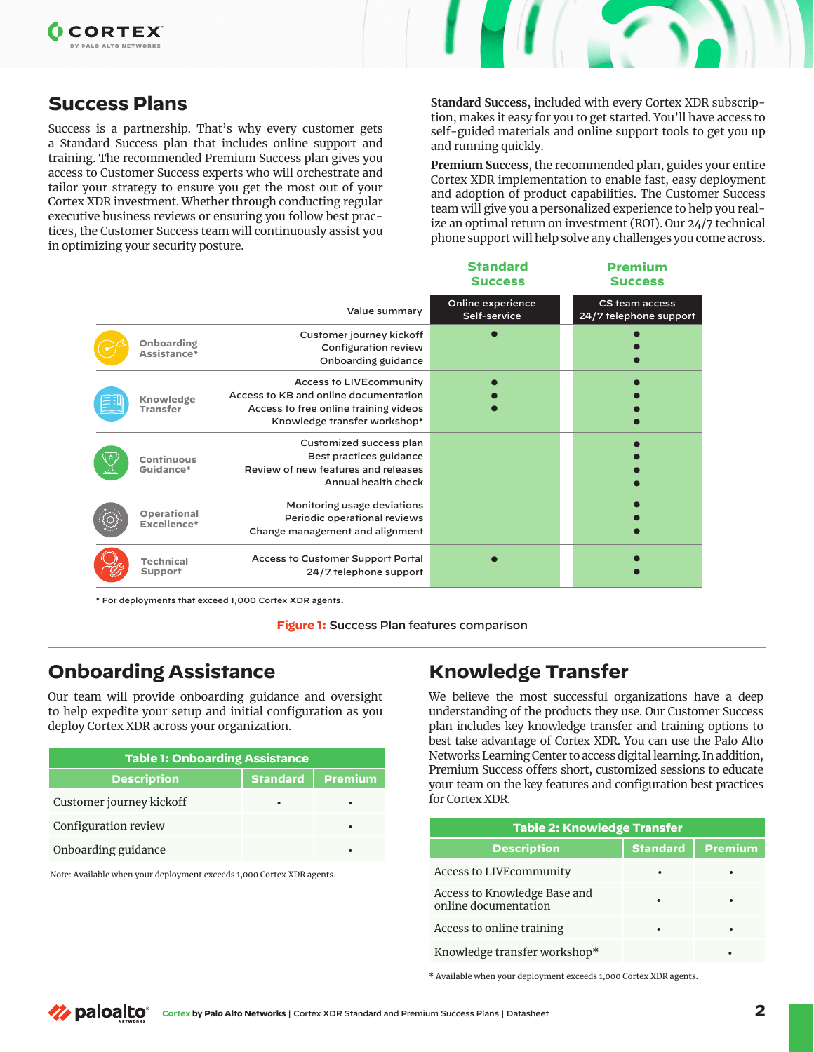## Success Plans

Success is a partnership. That's why every customer gets a Standard Success plan that includes online support and training. The recommended Premium Success plan gives you access to Customer Success experts who will orchestrate and tailor your strategy to ensure you get the most out of your Cortex XDR investment. Whether through conducting regular executive business reviews or ensuring you follow best practices, the Customer Success team will continuously assist you in optimizing your security posture.

**Standard Success**, included with every Cortex XDR subscription, makes it easy for you to get started. You'll have access to self-guided materials and online support tools to get you up and running quickly.

**Premium Success**, the recommended plan, guides your entire Cortex XDR implementation to enable fast, easy deployment and adoption of product capabilities. The Customer Success team will give you a personalized experience to help you realize an optimal return on investment (ROI). Our 24/7 technical phone support will help solve any challenges you come across.

| | Value summary | Standard Success<br>Online experience<br>Self-service | Premium Success<br>CS team access<br>24/7 telephone support |
|---|---|---|---|
| Onboarding Assistance* | Customer journey kickoff | ● | ● |
| | Configuration review | | ● |
| | Onboarding guidance | | ● |
| Knowledge Transfer | Access to LIVEcommunity | ● | ● |
| | Access to KB and online documentation | ● | ● |
| | Access to free online training videos | ● | ● |
| | Knowledge transfer workshop* | | ● |
| Continuous Guidance* | Customized success plan | | ● |
| | Best practices guidance | | ● |
| | Review of new features and releases | | ● |
| | Annual health check | | ● |
| Operational Excellence* | Monitoring usage deviations | | ● |
| | Periodic operational reviews | | ● |
| | Change management and alignment | | ● |
| Technical Support | Access to Customer Support Portal | ● | ● |
| | 24/7 telephone support | | ● |

* For deployments that exceed 1,000 Cortex XDR agents.

**Figure 1:** Success Plan features comparison

## Onboarding Assistance

Our team will provide onboarding guidance and oversight to help expedite your setup and initial configuration as you deploy Cortex XDR across your organization.

**Table 1: Onboarding Assistance**

| Description | Standard | Premium |
|---|---|---|
| Customer journey kickoff | • | • |
| Configuration review | | • |
| Onboarding guidance | | • |

Note: Available when your deployment exceeds 1,000 Cortex XDR agents.

## Knowledge Transfer

We believe the most successful organizations have a deep understanding of the products they use. Our Customer Success plan includes key knowledge transfer and training options to best take advantage of Cortex XDR. You can use the Palo Alto Networks Learning Center to access digital learning. In addition, Premium Success offers short, customized sessions to educate your team on the key features and configuration best practices for Cortex XDR.

**Table 2: Knowledge Transfer**

| Description | Standard | Premium |
|---|---|---|
| Access to LIVEcommunity | • | • |
| Access to Knowledge Base and online documentation | • | • |
| Access to online training | • | • |
| Knowledge transfer workshop* | | • |

* Available when your deployment exceeds 1,000 Cortex XDR agents.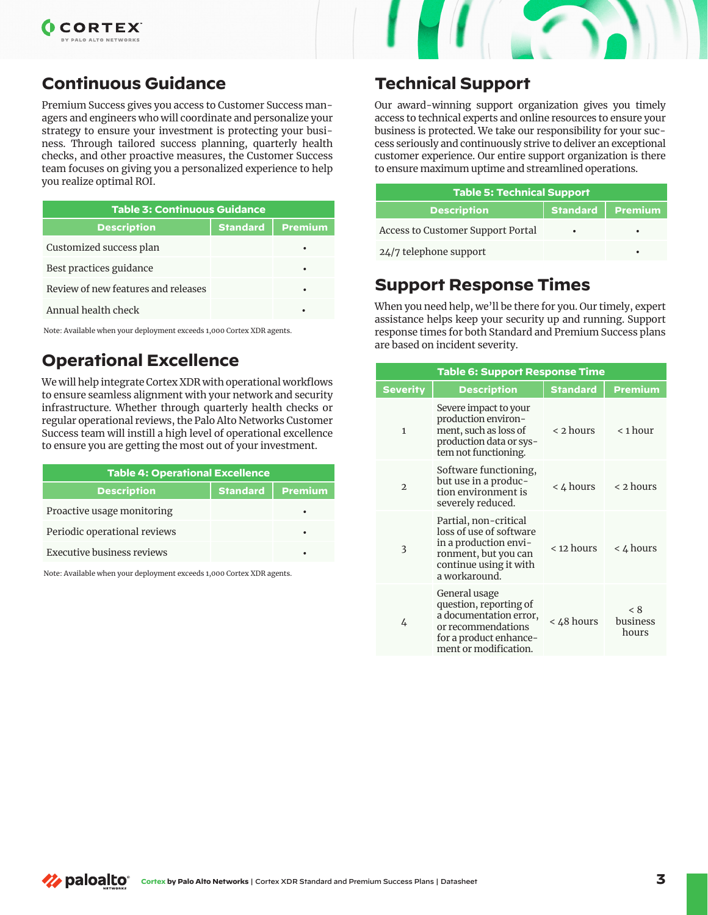## Continuous Guidance

Premium Success gives you access to Customer Success managers and engineers who will coordinate and personalize your strategy to ensure your investment is protecting your business. Through tailored success planning, quarterly health checks, and other proactive measures, the Customer Success team focuses on giving you a personalized experience to help you realize optimal ROI.

**Table 3: Continuous Guidance**

| Description | Standard | Premium |
|---|---|---|
| Customized success plan | | • |
| Best practices guidance | | • |
| Review of new features and releases | | • |
| Annual health check | | • |

Note: Available when your deployment exceeds 1,000 Cortex XDR agents.

## Operational Excellence

We will help integrate Cortex XDR with operational workflows to ensure seamless alignment with your network and security infrastructure. Whether through quarterly health checks or regular operational reviews, the Palo Alto Networks Customer Success team will instill a high level of operational excellence to ensure you are getting the most out of your investment.

**Table 4: Operational Excellence**

| Description | Standard | Premium |
|---|---|---|
| Proactive usage monitoring | | • |
| Periodic operational reviews | | • |
| Executive business reviews | | • |

Note: Available when your deployment exceeds 1,000 Cortex XDR agents.

## Technical Support

Our award-winning support organization gives you timely access to technical experts and online resources to ensure your business is protected. We take our responsibility for your success seriously and continuously strive to deliver an exceptional customer experience. Our entire support organization is there to ensure maximum uptime and streamlined operations.

**Table 5: Technical Support**

| Description | Standard | Premium |
|---|---|---|
| Access to Customer Support Portal | • | • |
| 24/7 telephone support | | • |

## Support Response Times

When you need help, we'll be there for you. Our timely, expert assistance helps keep your security up and running. Support response times for both Standard and Premium Success plans are based on incident severity.

**Table 6: Support Response Time**

| Severity | Description | Standard | Premium |
|---|---|---|---|
| 1 | Severe impact to your production environment, such as loss of production data or system not functioning. | < 2 hours | < 1 hour |
| 2 | Software functioning, but use in a production environment is severely reduced. | < 4 hours | < 2 hours |
| 3 | Partial, non-critical loss of use of software in a production environment, but you can continue using it with a workaround. | < 12 hours | < 4 hours |
| 4 | General usage question, reporting of a documentation error, or recommendations for a product enhancement or modification. | < 48 hours | < 8 business hours |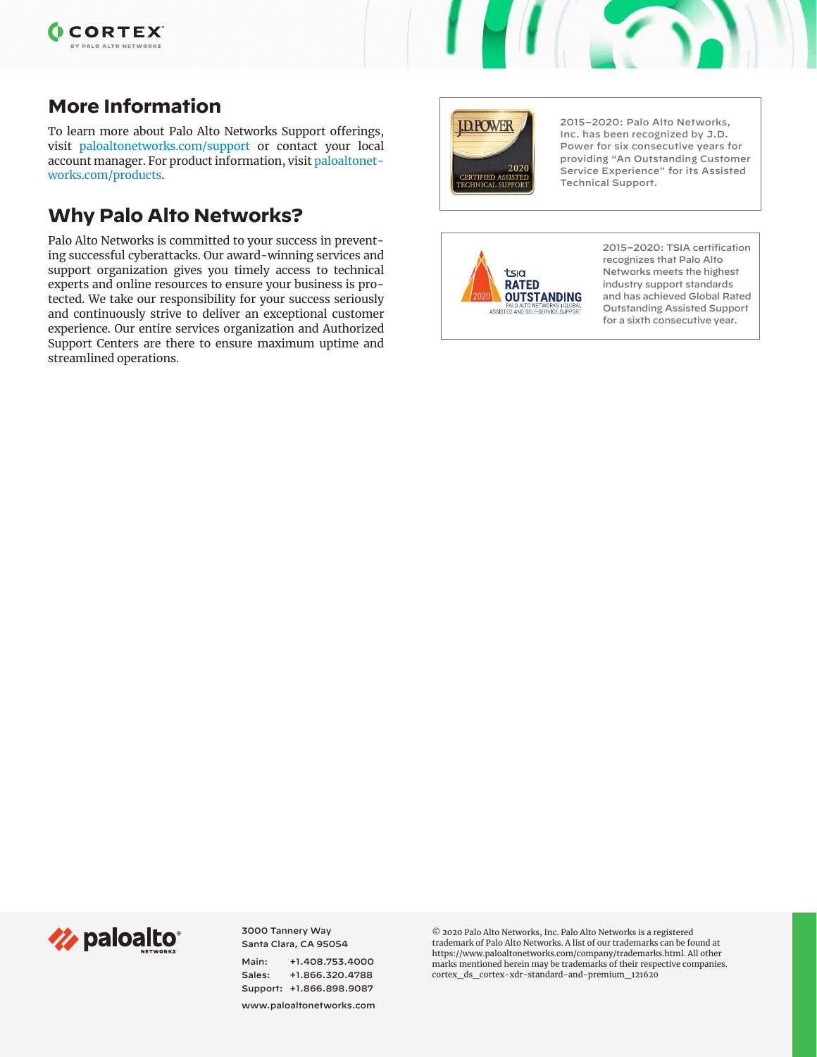## More Information

To learn more about Palo Alto Networks Support offerings, visit paloaltonetworks.com/support or contact your local account manager. For product information, visit paloaltonetworks.com/products.

## Why Palo Alto Networks?

Palo Alto Networks is committed to your success in preventing successful cyberattacks. Our award-winning services and support organization gives you timely access to technical experts and online resources to ensure your business is protected. We take our responsibility for your success seriously and continuously strive to deliver an exceptional customer experience. Our entire services organization and Authorized Support Centers are there to ensure maximum uptime and streamlined operations.

J.D.POWER 2020 CERTIFIED ASSISTED TECHNICAL SUPPORT

2015–2020: Palo Alto Networks, Inc. has been recognized by J.D. Power for six consecutive years for providing "An Outstanding Customer Service Experience" for its Assisted Technical Support.

tsia RATED OUTSTANDING 2020 PALO ALTO NETWORKS | GLOBAL ASSISTED AND SELF-SERVICE SUPPORT

2015–2020: TSIA certification recognizes that Palo Alto Networks meets the highest industry support standards and has achieved Global Rated Outstanding Assisted Support for a sixth consecutive year.

3000 Tannery Way
Santa Clara, CA 95054

Main: +1.408.753.4000
Sales: +1.866.320.4788
Support: +1.866.898.9087

www.paloaltonetworks.com

© 2020 Palo Alto Networks, Inc. Palo Alto Networks is a registered trademark of Palo Alto Networks. A list of our trademarks can be found at https://www.paloaltonetworks.com/company/trademarks.html. All other marks mentioned herein may be trademarks of their respective companies. cortex_ds_cortex-xdr-standard-and-premium_121620